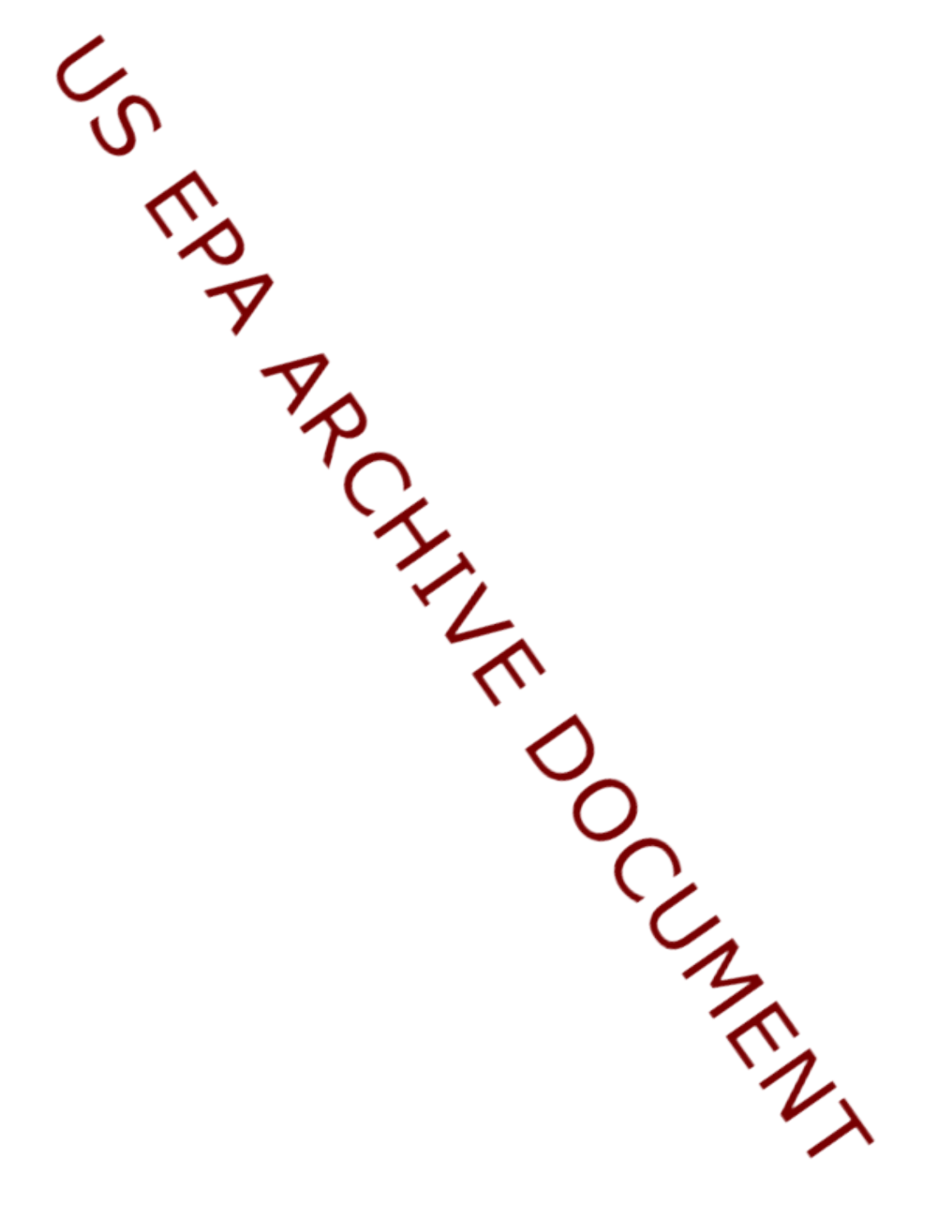US EPA ARCHIVE DOCUMENT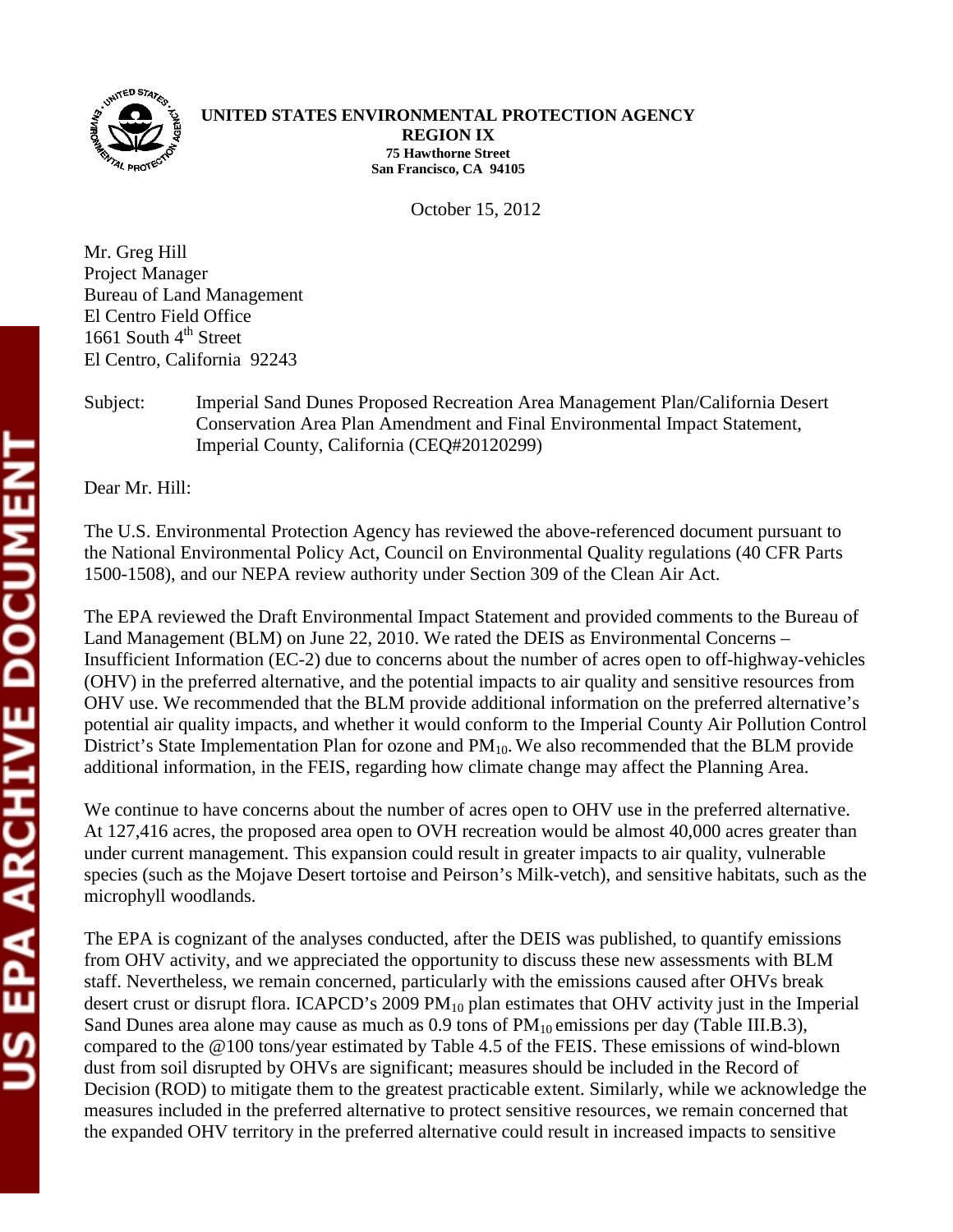UNITED STATES ENVIRONMENTAL PROTECTION AGENCY
REGION IX
75 Hawthorne Street
San Francisco, CA 94105

October 15, 2012

Mr. Greg Hill
Project Manager
Bureau of Land Management
El Centro Field Office
1661 South 4th Street
El Centro, California 92243

Subject: Imperial Sand Dunes Proposed Recreation Area Management Plan/California Desert Conservation Area Plan Amendment and Final Environmental Impact Statement, Imperial County, California (CEQ#20120299)

Dear Mr. Hill:

The U.S. Environmental Protection Agency has reviewed the above-referenced document pursuant to the National Environmental Policy Act, Council on Environmental Quality regulations (40 CFR Parts 1500-1508), and our NEPA review authority under Section 309 of the Clean Air Act.

The EPA reviewed the Draft Environmental Impact Statement and provided comments to the Bureau of Land Management (BLM) on June 22, 2010. We rated the DEIS as Environmental Concerns – Insufficient Information (EC-2) due to concerns about the number of acres open to off-highway-vehicles (OHV) in the preferred alternative, and the potential impacts to air quality and sensitive resources from OHV use. We recommended that the BLM provide additional information on the preferred alternative's potential air quality impacts, and whether it would conform to the Imperial County Air Pollution Control District's State Implementation Plan for ozone and $PM_{10}$. We also recommended that the BLM provide additional information, in the FEIS, regarding how climate change may affect the Planning Area.

We continue to have concerns about the number of acres open to OHV use in the preferred alternative. At 127,416 acres, the proposed area open to OVH recreation would be almost 40,000 acres greater than under current management. This expansion could result in greater impacts to air quality, vulnerable species (such as the Mojave Desert tortoise and Peirson's Milk-vetch), and sensitive habitats, such as the microphyll woodlands.

The EPA is cognizant of the analyses conducted, after the DEIS was published, to quantify emissions from OHV activity, and we appreciated the opportunity to discuss these new assessments with BLM staff. Nevertheless, we remain concerned, particularly with the emissions caused after OHVs break desert crust or disrupt flora. ICAPCD's 2009 $PM_{10}$ plan estimates that OHV activity just in the Imperial Sand Dunes area alone may cause as much as 0.9 tons of $PM_{10}$ emissions per day (Table III.B.3), compared to the @100 tons/year estimated by Table 4.5 of the FEIS. These emissions of wind-blown dust from soil disrupted by OHVs are significant; measures should be included in the Record of Decision (ROD) to mitigate them to the greatest practicable extent. Similarly, while we acknowledge the measures included in the preferred alternative to protect sensitive resources, we remain concerned that the expanded OHV territory in the preferred alternative could result in increased impacts to sensitive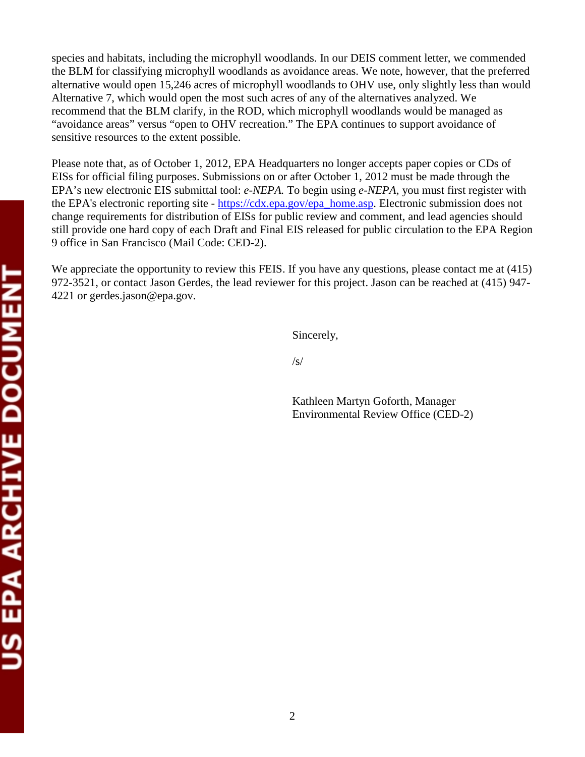species and habitats, including the microphyll woodlands. In our DEIS comment letter, we commended the BLM for classifying microphyll woodlands as avoidance areas. We note, however, that the preferred alternative would open 15,246 acres of microphyll woodlands to OHV use, only slightly less than would Alternative 7, which would open the most such acres of any of the alternatives analyzed. We recommend that the BLM clarify, in the ROD, which microphyll woodlands would be managed as "avoidance areas" versus "open to OHV recreation." The EPA continues to support avoidance of sensitive resources to the extent possible.

Please note that, as of October 1, 2012, EPA Headquarters no longer accepts paper copies or CDs of EISs for official filing purposes. Submissions on or after October 1, 2012 must be made through the EPA's new electronic EIS submittal tool: *e-NEPA.* To begin using *e-NEPA*, you must first register with the EPA's electronic reporting site - [https://cdx.epa.gov/epa_home.asp](https://cdx.epa.gov/epa_home.asp). Electronic submission does not change requirements for distribution of EISs for public review and comment, and lead agencies should still provide one hard copy of each Draft and Final EIS released for public circulation to the EPA Region 9 office in San Francisco (Mail Code: CED-2).

We appreciate the opportunity to review this FEIS. If you have any questions, please contact me at (415) 972-3521, or contact Jason Gerdes, the lead reviewer for this project. Jason can be reached at (415) 947-4221 or gerdes.jason@epa.gov.

Sincerely,

/s/

Kathleen Martyn Goforth, Manager
Environmental Review Office (CED-2)